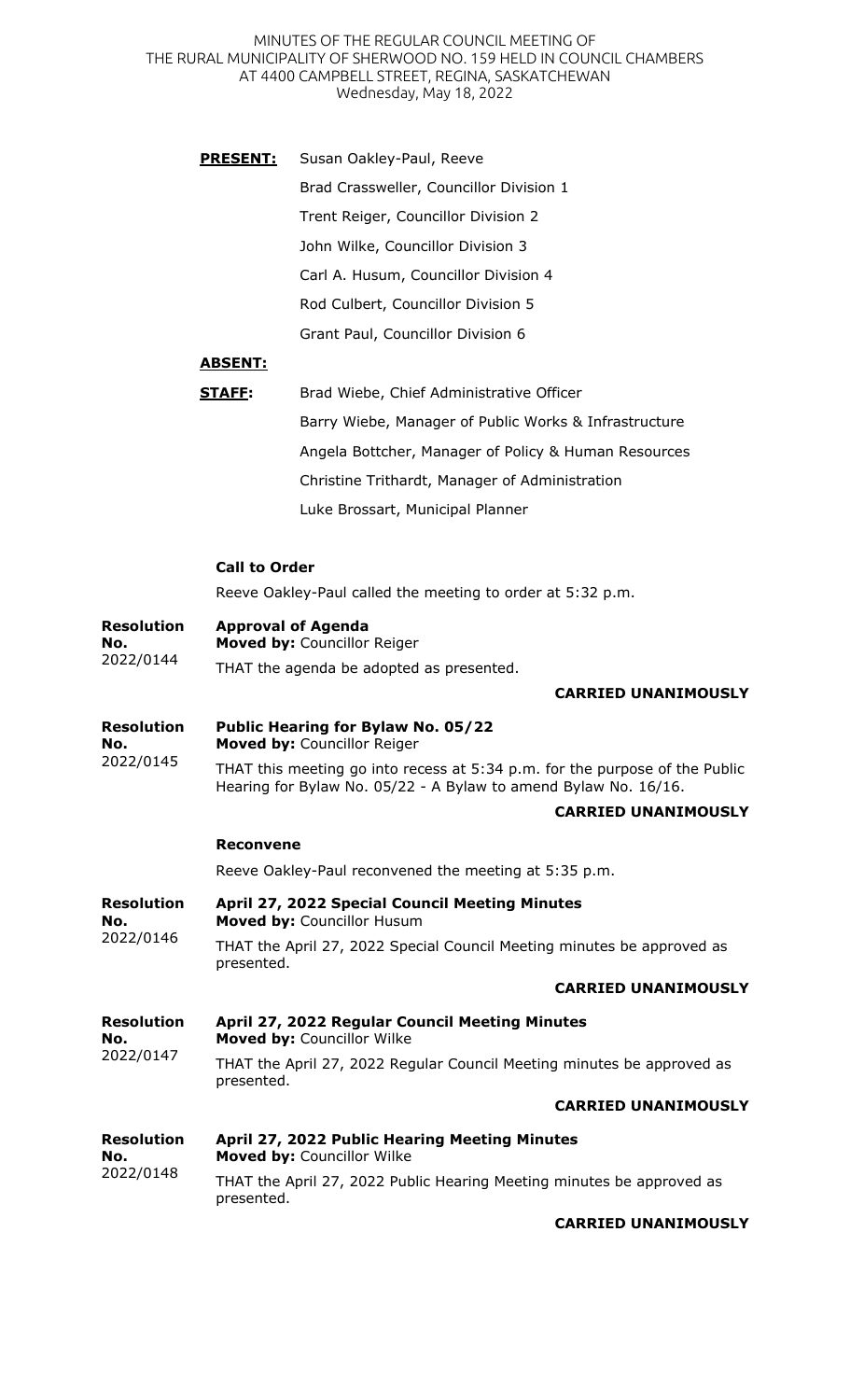MINUTES OF THE REGULAR COUNCIL MEETING OF THE RURAL MUNICIPALITY OF SHERWOOD NO. 159 HELD IN COUNCIL CHAMBERS AT 4400 CAMPBELL STREET, REGINA, SASKATCHEWAN

Wednesday, May 18, 2022

**PRESENT:** Susan Oakley-Paul, Reeve
Brad Crassweller, Councillor Division 1
Trent Reiger, Councillor Division 2
John Wilke, Councillor Division 3
Carl A. Husum, Councillor Division 4
Rod Culbert, Councillor Division 5
Grant Paul, Councillor Division 6

**ABSENT:**

**STAFF:** Brad Wiebe, Chief Administrative Officer
Barry Wiebe, Manager of Public Works & Infrastructure
Angela Bottcher, Manager of Policy & Human Resources
Christine Trithardt, Manager of Administration
Luke Brossart, Municipal Planner

**Call to Order**

Reeve Oakley-Paul called the meeting to order at 5:32 p.m.

**Resolution No. 2022/0144**

**Approval of Agenda**
**Moved by:** Councillor Reiger

THAT the agenda be adopted as presented.

**CARRIED UNANIMOUSLY**

**Resolution No. 2022/0145**

**Public Hearing for Bylaw No. 05/22**
**Moved by:** Councillor Reiger

THAT this meeting go into recess at 5:34 p.m. for the purpose of the Public Hearing for Bylaw No. 05/22 - A Bylaw to amend Bylaw No. 16/16.

**CARRIED UNANIMOUSLY**

**Reconvene**

Reeve Oakley-Paul reconvened the meeting at 5:35 p.m.

**Resolution No. 2022/0146**

**April 27, 2022 Special Council Meeting Minutes**
**Moved by:** Councillor Husum

THAT the April 27, 2022 Special Council Meeting minutes be approved as presented.

**CARRIED UNANIMOUSLY**

**Resolution No. 2022/0147**

**April 27, 2022 Regular Council Meeting Minutes**
**Moved by:** Councillor Wilke

THAT the April 27, 2022 Regular Council Meeting minutes be approved as presented.

**CARRIED UNANIMOUSLY**

**Resolution No. 2022/0148**

**April 27, 2022 Public Hearing Meeting Minutes**
**Moved by:** Councillor Wilke

THAT the April 27, 2022 Public Hearing Meeting minutes be approved as presented.

**CARRIED UNANIMOUSLY**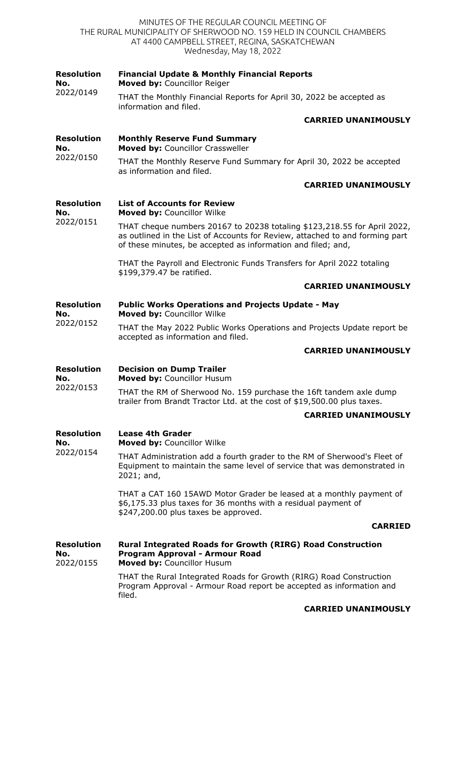**Resolution No. 2022/0149**

**Financial Update & Monthly Financial Reports**
**Moved by:** Councillor Reiger

THAT the Monthly Financial Reports for April 30, 2022 be accepted as information and filed.

**CARRIED UNANIMOUSLY**

**Resolution No. 2022/0150**

**Monthly Reserve Fund Summary**
**Moved by:** Councillor Crassweller

THAT the Monthly Reserve Fund Summary for April 30, 2022 be accepted as information and filed.

**CARRIED UNANIMOUSLY**

**Resolution No. 2022/0151**

**List of Accounts for Review**
**Moved by:** Councillor Wilke

THAT cheque numbers 20167 to 20238 totaling $123,218.55 for April 2022, as outlined in the List of Accounts for Review, attached to and forming part of these minutes, be accepted as information and filed; and,

THAT the Payroll and Electronic Funds Transfers for April 2022 totaling $199,379.47 be ratified.

**CARRIED UNANIMOUSLY**

**Resolution No. 2022/0152**

**Public Works Operations and Projects Update - May**
**Moved by:** Councillor Wilke

THAT the May 2022 Public Works Operations and Projects Update report be accepted as information and filed.

**CARRIED UNANIMOUSLY**

**Resolution No. 2022/0153**

**Decision on Dump Trailer**
**Moved by:** Councillor Husum

THAT the RM of Sherwood No. 159 purchase the 16ft tandem axle dump trailer from Brandt Tractor Ltd. at the cost of $19,500.00 plus taxes.

**CARRIED UNANIMOUSLY**

**Resolution No. 2022/0154**

**Lease 4th Grader**
**Moved by:** Councillor Wilke

THAT Administration add a fourth grader to the RM of Sherwood's Fleet of Equipment to maintain the same level of service that was demonstrated in 2021; and,

THAT a CAT 160 15AWD Motor Grader be leased at a monthly payment of $6,175.33 plus taxes for 36 months with a residual payment of $247,200.00 plus taxes be approved.

**CARRIED**

**Resolution No. 2022/0155**

**Rural Integrated Roads for Growth (RIRG) Road Construction Program Approval - Armour Road**
**Moved by:** Councillor Husum

THAT the Rural Integrated Roads for Growth (RIRG) Road Construction Program Approval - Armour Road report be accepted as information and filed.

**CARRIED UNANIMOUSLY**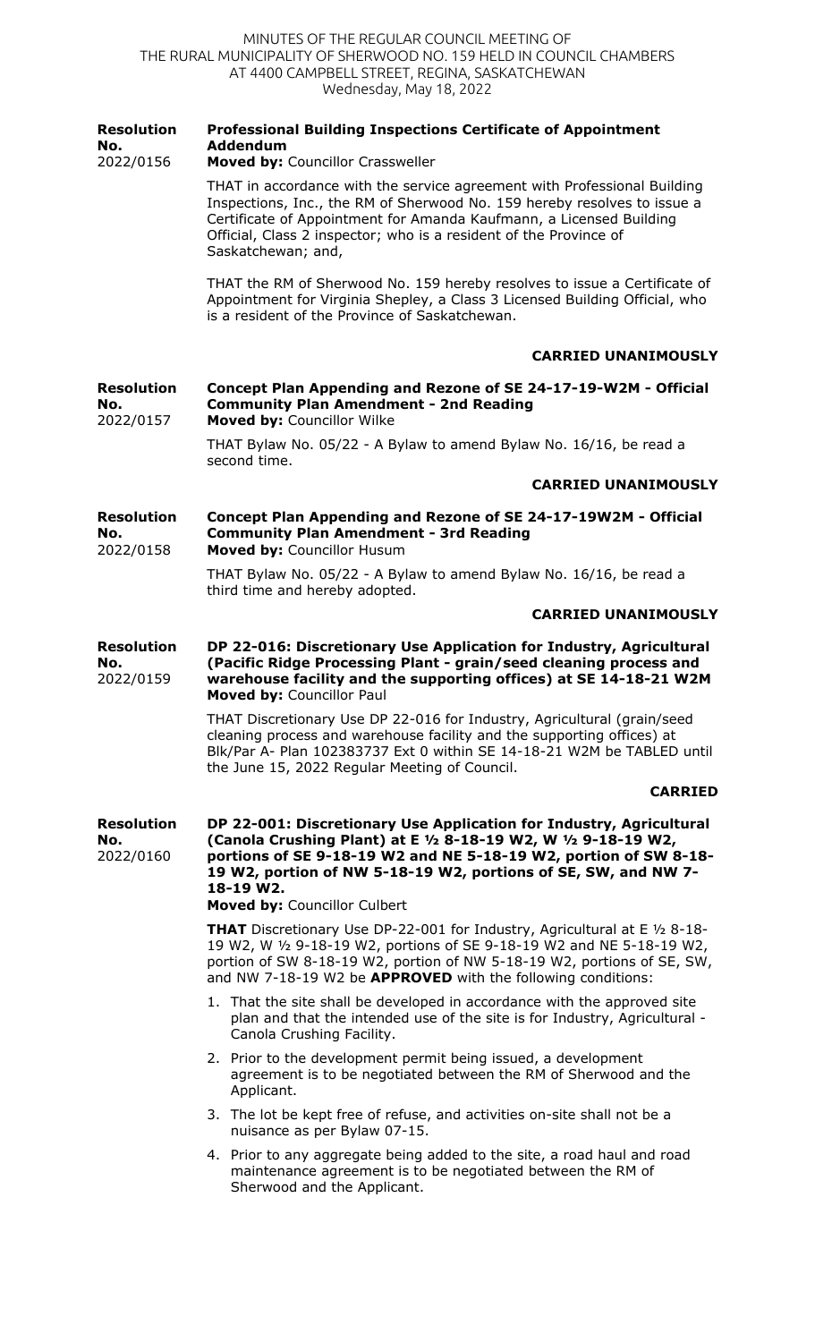**Resolution No.** 2022/0156

**Professional Building Inspections Certificate of Appointment Addendum**

**Moved by:** Councillor Crassweller

THAT in accordance with the service agreement with Professional Building Inspections, Inc., the RM of Sherwood No. 159 hereby resolves to issue a Certificate of Appointment for Amanda Kaufmann, a Licensed Building Official, Class 2 inspector; who is a resident of the Province of Saskatchewan; and,

THAT the RM of Sherwood No. 159 hereby resolves to issue a Certificate of Appointment for Virginia Shepley, a Class 3 Licensed Building Official, who is a resident of the Province of Saskatchewan.

**CARRIED UNANIMOUSLY**

**Resolution No.** 2022/0157

**Concept Plan Appending and Rezone of SE 24-17-19-W2M - Official Community Plan Amendment - 2nd Reading**

**Moved by:** Councillor Wilke

THAT Bylaw No. 05/22 - A Bylaw to amend Bylaw No. 16/16, be read a second time.

**CARRIED UNANIMOUSLY**

**Resolution No.** 2022/0158

**Concept Plan Appending and Rezone of SE 24-17-19W2M - Official Community Plan Amendment - 3rd Reading**

**Moved by:** Councillor Husum

THAT Bylaw No. 05/22 - A Bylaw to amend Bylaw No. 16/16, be read a third time and hereby adopted.

**CARRIED UNANIMOUSLY**

**Resolution No.** 2022/0159

**DP 22-016: Discretionary Use Application for Industry, Agricultural (Pacific Ridge Processing Plant - grain/seed cleaning process and warehouse facility and the supporting offices) at SE 14-18-21 W2M**

**Moved by:** Councillor Paul

THAT Discretionary Use DP 22-016 for Industry, Agricultural (grain/seed cleaning process and warehouse facility and the supporting offices) at Blk/Par A- Plan 102383737 Ext 0 within SE 14-18-21 W2M be TABLED until the June 15, 2022 Regular Meeting of Council.

**CARRIED**

**Resolution No.** 2022/0160

**DP 22-001: Discretionary Use Application for Industry, Agricultural (Canola Crushing Plant) at E ½ 8-18-19 W2, W ½ 9-18-19 W2, portions of SE 9-18-19 W2 and NE 5-18-19 W2, portion of SW 8-18-19 W2, portion of NW 5-18-19 W2, portions of SE, SW, and NW 7-18-19 W2.**

**Moved by:** Councillor Culbert

**THAT** Discretionary Use DP-22-001 for Industry, Agricultural at E ½ 8-18-19 W2, W ½ 9-18-19 W2, portions of SE 9-18-19 W2 and NE 5-18-19 W2, portion of SW 8-18-19 W2, portion of NW 5-18-19 W2, portions of SE, SW, and NW 7-18-19 W2 be **APPROVED** with the following conditions:

1. That the site shall be developed in accordance with the approved site plan and that the intended use of the site is for Industry, Agricultural - Canola Crushing Facility.
2. Prior to the development permit being issued, a development agreement is to be negotiated between the RM of Sherwood and the Applicant.
3. The lot be kept free of refuse, and activities on-site shall not be a nuisance as per Bylaw 07-15.
4. Prior to any aggregate being added to the site, a road haul and road maintenance agreement is to be negotiated between the RM of Sherwood and the Applicant.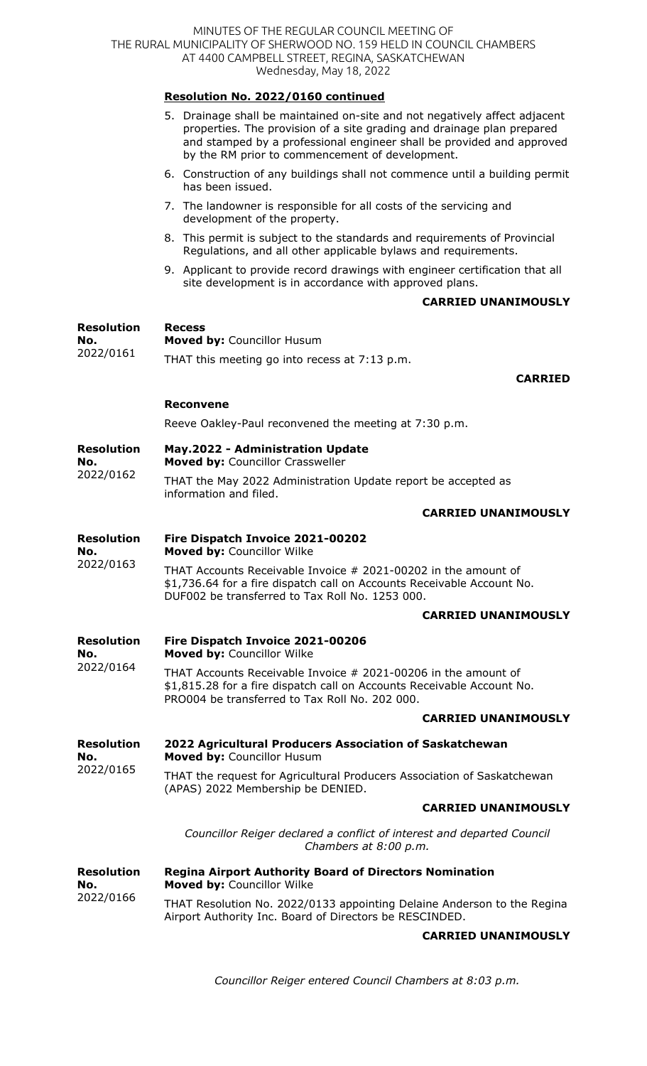**Resolution No. 2022/0160 continued**

5. Drainage shall be maintained on-site and not negatively affect adjacent properties. The provision of a site grading and drainage plan prepared and stamped by a professional engineer shall be provided and approved by the RM prior to commencement of development.
6. Construction of any buildings shall not commence until a building permit has been issued.
7. The landowner is responsible for all costs of the servicing and development of the property.
8. This permit is subject to the standards and requirements of Provincial Regulations, and all other applicable bylaws and requirements.
9. Applicant to provide record drawings with engineer certification that all site development is in accordance with approved plans.

**CARRIED UNANIMOUSLY**

**Resolution No. 2022/0161**

**Recess**
**Moved by:** Councillor Husum

THAT this meeting go into recess at 7:13 p.m.

**CARRIED**

**Reconvene**

Reeve Oakley-Paul reconvened the meeting at 7:30 p.m.

**Resolution No. 2022/0162**

**May.2022 - Administration Update**
**Moved by:** Councillor Crassweller

THAT the May 2022 Administration Update report be accepted as information and filed.

**CARRIED UNANIMOUSLY**

**Resolution No. 2022/0163**

**Fire Dispatch Invoice 2021-00202**
**Moved by:** Councillor Wilke

THAT Accounts Receivable Invoice # 2021-00202 in the amount of $1,736.64 for a fire dispatch call on Accounts Receivable Account No. DUF002 be transferred to Tax Roll No. 1253 000.

**CARRIED UNANIMOUSLY**

**Resolution No. 2022/0164**

**Fire Dispatch Invoice 2021-00206**
**Moved by:** Councillor Wilke

THAT Accounts Receivable Invoice # 2021-00206 in the amount of $1,815.28 for a fire dispatch call on Accounts Receivable Account No. PRO004 be transferred to Tax Roll No. 202 000.

**CARRIED UNANIMOUSLY**

**Resolution No. 2022/0165**

**2022 Agricultural Producers Association of Saskatchewan**
**Moved by:** Councillor Husum

THAT the request for Agricultural Producers Association of Saskatchewan (APAS) 2022 Membership be DENIED.

**CARRIED UNANIMOUSLY**

*Councillor Reiger declared a conflict of interest and departed Council Chambers at 8:00 p.m.*

**Resolution No. 2022/0166**

**Regina Airport Authority Board of Directors Nomination**
**Moved by:** Councillor Wilke

THAT Resolution No. 2022/0133 appointing Delaine Anderson to the Regina Airport Authority Inc. Board of Directors be RESCINDED.

**CARRIED UNANIMOUSLY**

*Councillor Reiger entered Council Chambers at 8:03 p.m.*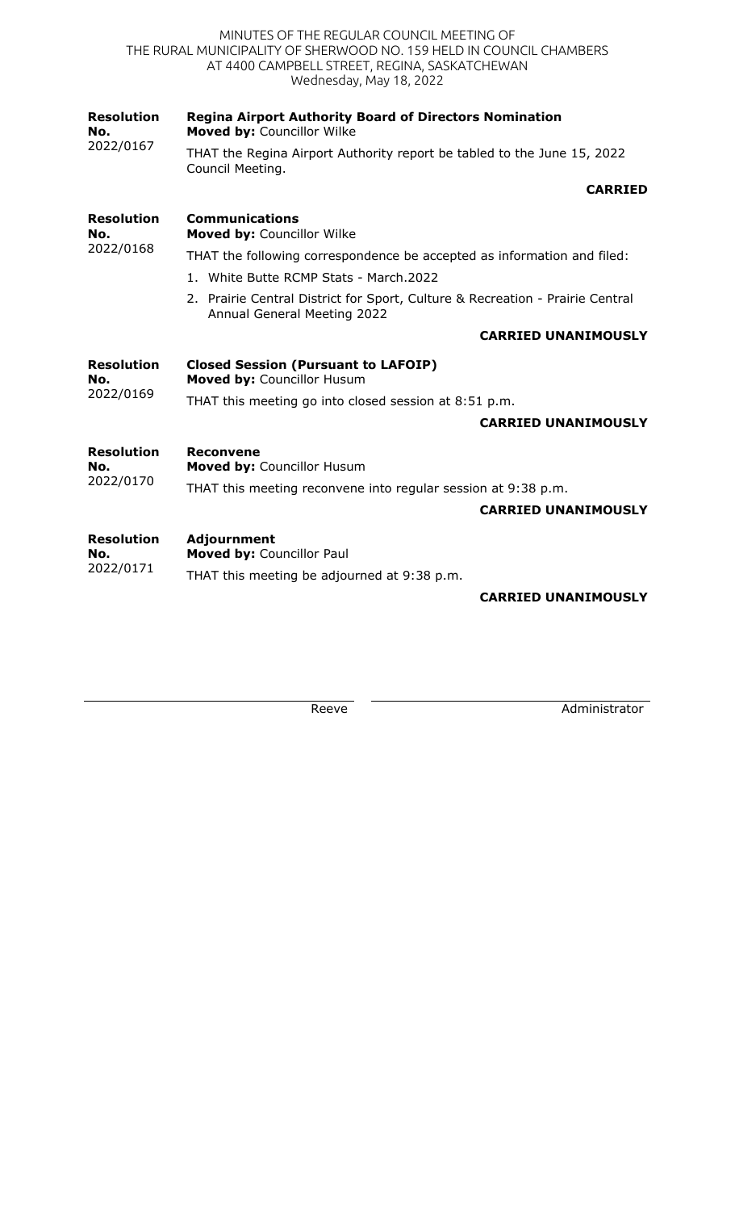MINUTES OF THE REGULAR COUNCIL MEETING OF
THE RURAL MUNICIPALITY OF SHERWOOD NO. 159 HELD IN COUNCIL CHAMBERS
AT 4400 CAMPBELL STREET, REGINA, SASKATCHEWAN
Wednesday, May 18, 2022

**Resolution No.** 2022/0167

**Regina Airport Authority Board of Directors Nomination**
**Moved by:** Councillor Wilke

THAT the Regina Airport Authority report be tabled to the June 15, 2022 Council Meeting.

**CARRIED**

**Resolution No.** 2022/0168

**Communications**
**Moved by:** Councillor Wilke

THAT the following correspondence be accepted as information and filed:

1. White Butte RCMP Stats - March.2022
2. Prairie Central District for Sport, Culture & Recreation - Prairie Central Annual General Meeting 2022

**CARRIED UNANIMOUSLY**

**Resolution No.** 2022/0169

**Closed Session (Pursuant to LAFOIP)**
**Moved by:** Councillor Husum

THAT this meeting go into closed session at 8:51 p.m.

**CARRIED UNANIMOUSLY**

**Resolution No.** 2022/0170

**Reconvene**
**Moved by:** Councillor Husum

THAT this meeting reconvene into regular session at 9:38 p.m.

**CARRIED UNANIMOUSLY**

**Resolution No.** 2022/0171

**Adjournment**
**Moved by:** Councillor Paul

THAT this meeting be adjourned at 9:38 p.m.

**CARRIED UNANIMOUSLY**

Reeve

Administrator